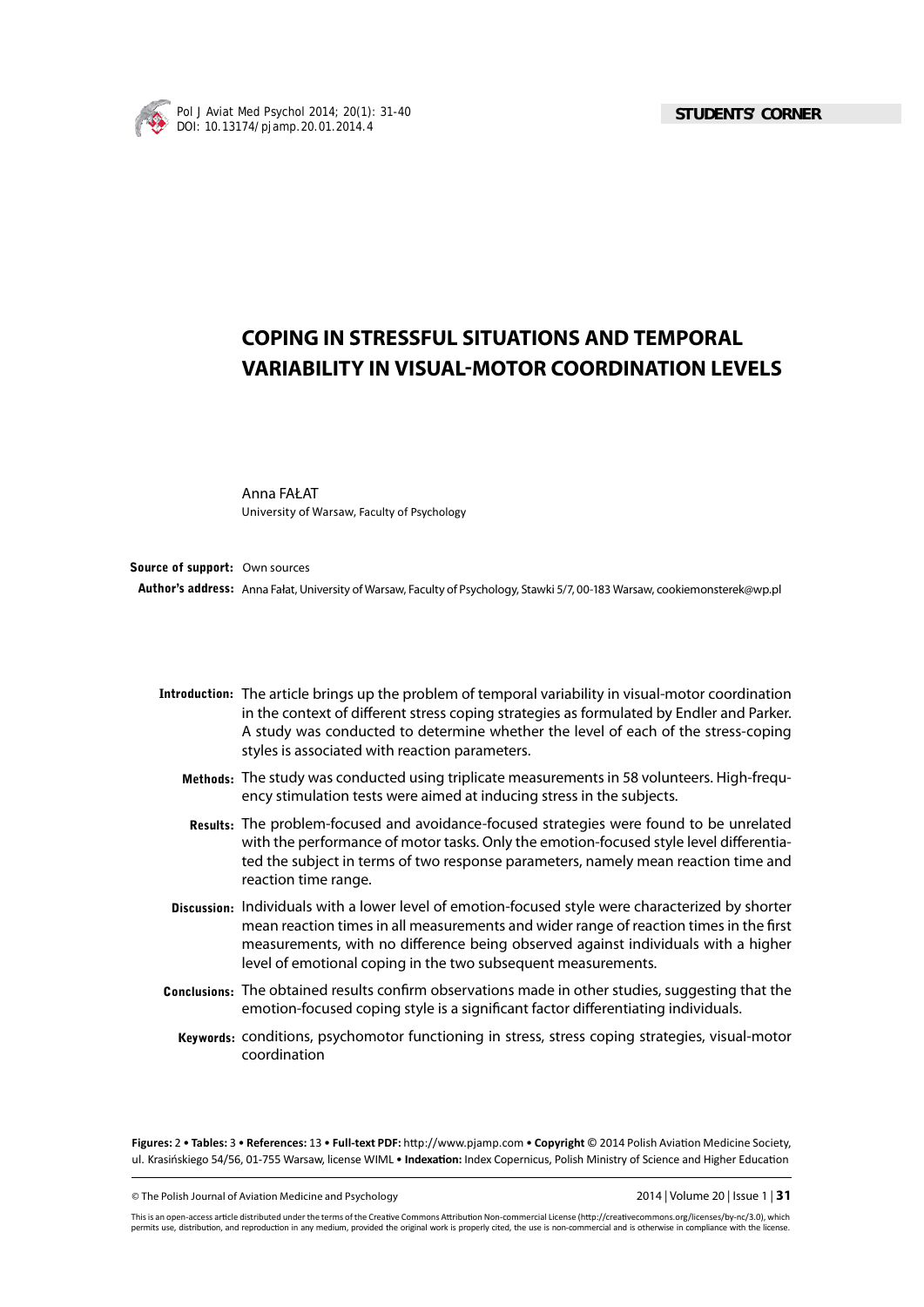STUDENTS' CORNER

# COPING IN STRESSFUL SITUATIONS AND TEMPORAL VARIABILITY IN VISUAL-MOTOR COORDINATION LEVELS

Anna FAŁAT
University of Warsaw, Faculty of Psychology

**Source of support:** Own sources

**Author's address:** Anna Fałat, University of Warsaw, Faculty of Psychology, Stawki 5/7, 00-183 Warsaw, cookiemonsterek@wp.pl

**Introduction:** The article brings up the problem of temporal variability in visual-motor coordination in the context of different stress coping strategies as formulated by Endler and Parker. A study was conducted to determine whether the level of each of the stress-coping styles is associated with reaction parameters.

**Methods:** The study was conducted using triplicate measurements in 58 volunteers. High-frequency stimulation tests were aimed at inducing stress in the subjects.

**Results:** The problem-focused and avoidance-focused strategies were found to be unrelated with the performance of motor tasks. Only the emotion-focused style level differentiated the subject in terms of two response parameters, namely mean reaction time and reaction time range.

**Discussion:** Individuals with a lower level of emotion-focused style were characterized by shorter mean reaction times in all measurements and wider range of reaction times in the first measurements, with no difference being observed against individuals with a higher level of emotional coping in the two subsequent measurements.

**Conclusions:** The obtained results confirm observations made in other studies, suggesting that the emotion-focused coping style is a significant factor differentiating individuals.

**Keywords:** conditions, psychomotor functioning in stress, stress coping strategies, visual-motor coordination

**Figures:** 2 • **Tables:** 3 • **References:** 13 • **Full-text PDF:** http://www.pjamp.com • **Copyright** © 2014 Polish Aviation Medicine Society, ul. Krasińskiego 54/56, 01-755 Warsaw, license WIML • **Indexation:** Index Copernicus, Polish Ministry of Science and Higher Education

This is an open-access article distributed under the terms of the Creative Commons Attribution Non-commercial License (http://creativecommons.org/licenses/by-nc/3.0), which permits use, distribution, and reproduction in any medium, provided the original work is properly cited, the use is non-commercial and is otherwise in compliance with the license.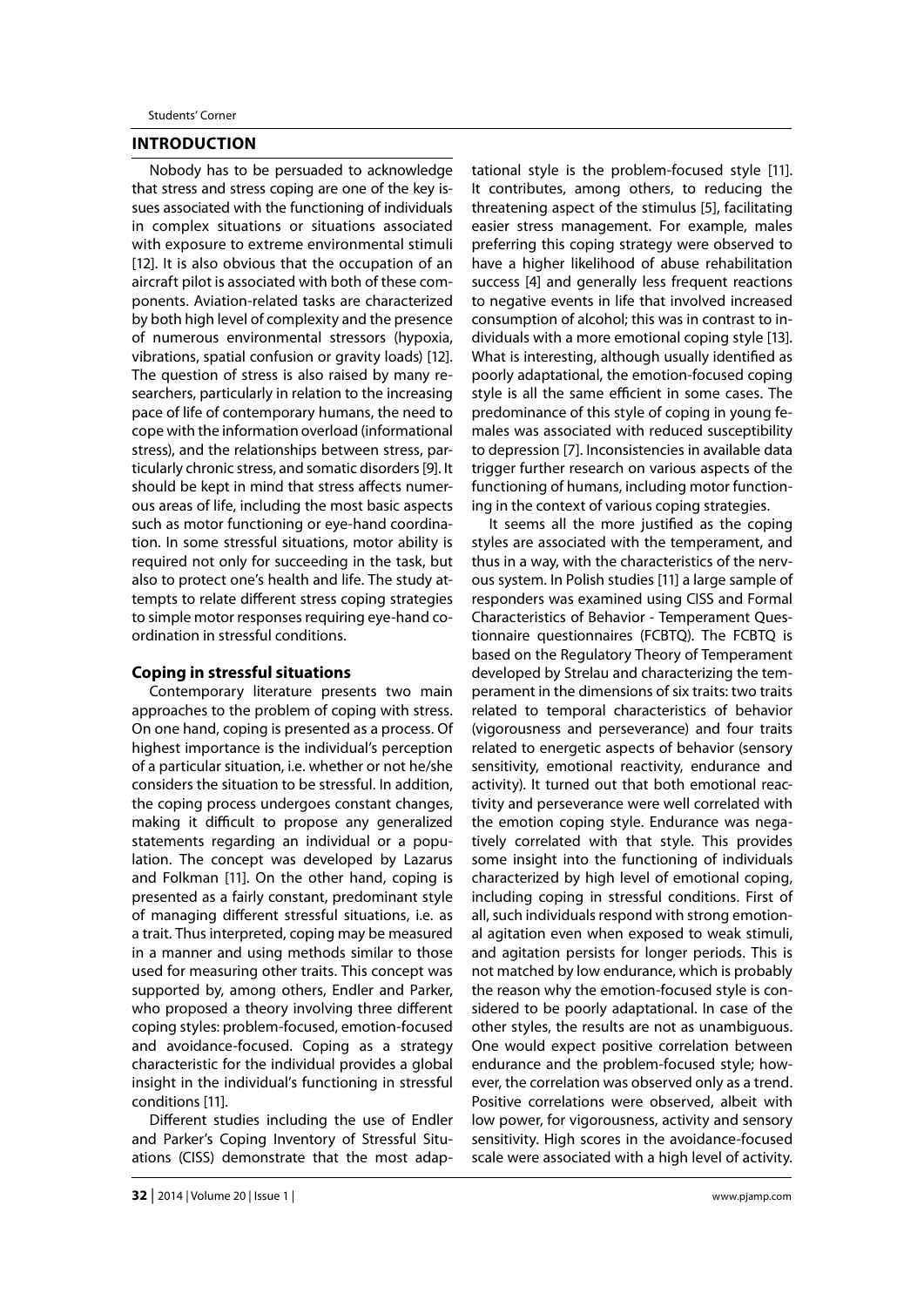## INTRODUCTION

Nobody has to be persuaded to acknowledge that stress and stress coping are one of the key issues associated with the functioning of individuals in complex situations or situations associated with exposure to extreme environmental stimuli [12]. It is also obvious that the occupation of an aircraft pilot is associated with both of these components. Aviation-related tasks are characterized by both high level of complexity and the presence of numerous environmental stressors (hypoxia, vibrations, spatial confusion or gravity loads) [12]. The question of stress is also raised by many researchers, particularly in relation to the increasing pace of life of contemporary humans, the need to cope with the information overload (informational stress), and the relationships between stress, particularly chronic stress, and somatic disorders [9]. It should be kept in mind that stress affects numerous areas of life, including the most basic aspects such as motor functioning or eye-hand coordination. In some stressful situations, motor ability is required not only for succeeding in the task, but also to protect one's health and life. The study attempts to relate different stress coping strategies to simple motor responses requiring eye-hand coordination in stressful conditions.

### Coping in stressful situations

Contemporary literature presents two main approaches to the problem of coping with stress. On one hand, coping is presented as a process. Of highest importance is the individual's perception of a particular situation, i.e. whether or not he/she considers the situation to be stressful. In addition, the coping process undergoes constant changes, making it difficult to propose any generalized statements regarding an individual or a population. The concept was developed by Lazarus and Folkman [11]. On the other hand, coping is presented as a fairly constant, predominant style of managing different stressful situations, i.e. as a trait. Thus interpreted, coping may be measured in a manner and using methods similar to those used for measuring other traits. This concept was supported by, among others, Endler and Parker, who proposed a theory involving three different coping styles: problem-focused, emotion-focused and avoidance-focused. Coping as a strategy characteristic for the individual provides a global insight in the individual's functioning in stressful conditions [11].

Different studies including the use of Endler and Parker's Coping Inventory of Stressful Situations (CISS) demonstrate that the most adaptational style is the problem-focused style [11]. It contributes, among others, to reducing the threatening aspect of the stimulus [5], facilitating easier stress management. For example, males preferring this coping strategy were observed to have a higher likelihood of abuse rehabilitation success [4] and generally less frequent reactions to negative events in life that involved increased consumption of alcohol; this was in contrast to individuals with a more emotional coping style [13]. What is interesting, although usually identified as poorly adaptational, the emotion-focused coping style is all the same efficient in some cases. The predominance of this style of coping in young females was associated with reduced susceptibility to depression [7]. Inconsistencies in available data trigger further research on various aspects of the functioning of humans, including motor functioning in the context of various coping strategies.

It seems all the more justified as the coping styles are associated with the temperament, and thus in a way, with the characteristics of the nervous system. In Polish studies [11] a large sample of responders was examined using CISS and Formal Characteristics of Behavior - Temperament Questionnaire questionnaires (FCBTQ). The FCBTQ is based on the Regulatory Theory of Temperament developed by Strelau and characterizing the temperament in the dimensions of six traits: two traits related to temporal characteristics of behavior (vigorousness and perseverance) and four traits related to energetic aspects of behavior (sensory sensitivity, emotional reactivity, endurance and activity). It turned out that both emotional reactivity and perseverance were well correlated with the emotion coping style. Endurance was negatively correlated with that style. This provides some insight into the functioning of individuals characterized by high level of emotional coping, including coping in stressful conditions. First of all, such individuals respond with strong emotional agitation even when exposed to weak stimuli, and agitation persists for longer periods. This is not matched by low endurance, which is probably the reason why the emotion-focused style is considered to be poorly adaptational. In case of the other styles, the results are not as unambiguous. One would expect positive correlation between endurance and the problem-focused style; however, the correlation was observed only as a trend. Positive correlations were observed, albeit with low power, for vigorousness, activity and sensory sensitivity. High scores in the avoidance-focused scale were associated with a high level of activity.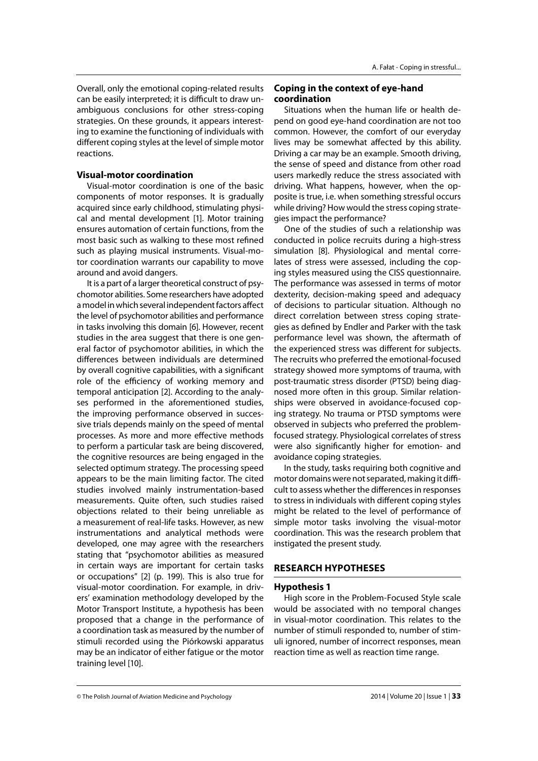Overall, only the emotional coping-related results can be easily interpreted; it is difficult to draw unambiguous conclusions for other stress-coping strategies. On these grounds, it appears interesting to examine the functioning of individuals with different coping styles at the level of simple motor reactions.

### Visual-motor coordination

Visual-motor coordination is one of the basic components of motor responses. It is gradually acquired since early childhood, stimulating physical and mental development [1]. Motor training ensures automation of certain functions, from the most basic such as walking to these most refined such as playing musical instruments. Visual-motor coordination warrants our capability to move around and avoid dangers.

It is a part of a larger theoretical construct of psychomotor abilities. Some researchers have adopted a model in which several independent factors affect the level of psychomotor abilities and performance in tasks involving this domain [6]. However, recent studies in the area suggest that there is one general factor of psychomotor abilities, in which the differences between individuals are determined by overall cognitive capabilities, with a significant role of the efficiency of working memory and temporal anticipation [2]. According to the analyses performed in the aforementioned studies, the improving performance observed in successive trials depends mainly on the speed of mental processes. As more and more effective methods to perform a particular task are being discovered, the cognitive resources are being engaged in the selected optimum strategy. The processing speed appears to be the main limiting factor. The cited studies involved mainly instrumentation-based measurements. Quite often, such studies raised objections related to their being unreliable as a measurement of real-life tasks. However, as new instrumentations and analytical methods were developed, one may agree with the researchers stating that "psychomotor abilities as measured in certain ways are important for certain tasks or occupations" [2] (p. 199). This is also true for visual-motor coordination. For example, in drivers' examination methodology developed by the Motor Transport Institute, a hypothesis has been proposed that a change in the performance of a coordination task as measured by the number of stimuli recorded using the Piórkowski apparatus may be an indicator of either fatigue or the motor training level [10].

### Coping in the context of eye-hand coordination

Situations when the human life or health depend on good eye-hand coordination are not too common. However, the comfort of our everyday lives may be somewhat affected by this ability. Driving a car may be an example. Smooth driving, the sense of speed and distance from other road users markedly reduce the stress associated with driving. What happens, however, when the opposite is true, i.e. when something stressful occurs while driving? How would the stress coping strategies impact the performance?

One of the studies of such a relationship was conducted in police recruits during a high-stress simulation [8]. Physiological and mental correlates of stress were assessed, including the coping styles measured using the CISS questionnaire. The performance was assessed in terms of motor dexterity, decision-making speed and adequacy of decisions to particular situation. Although no direct correlation between stress coping strategies as defined by Endler and Parker with the task performance level was shown, the aftermath of the experienced stress was different for subjects. The recruits who preferred the emotional-focused strategy showed more symptoms of trauma, with post-traumatic stress disorder (PTSD) being diagnosed more often in this group. Similar relationships were observed in avoidance-focused coping strategy. No trauma or PTSD symptoms were observed in subjects who preferred the problem-focused strategy. Physiological correlates of stress were also significantly higher for emotion- and avoidance coping strategies.

In the study, tasks requiring both cognitive and motor domains were not separated, making it difficult to assess whether the differences in responses to stress in individuals with different coping styles might be related to the level of performance of simple motor tasks involving the visual-motor coordination. This was the research problem that instigated the present study.

## RESEARCH HYPOTHESES

### Hypothesis 1

High score in the Problem-Focused Style scale would be associated with no temporal changes in visual-motor coordination. This relates to the number of stimuli responded to, number of stimuli ignored, number of incorrect responses, mean reaction time as well as reaction time range.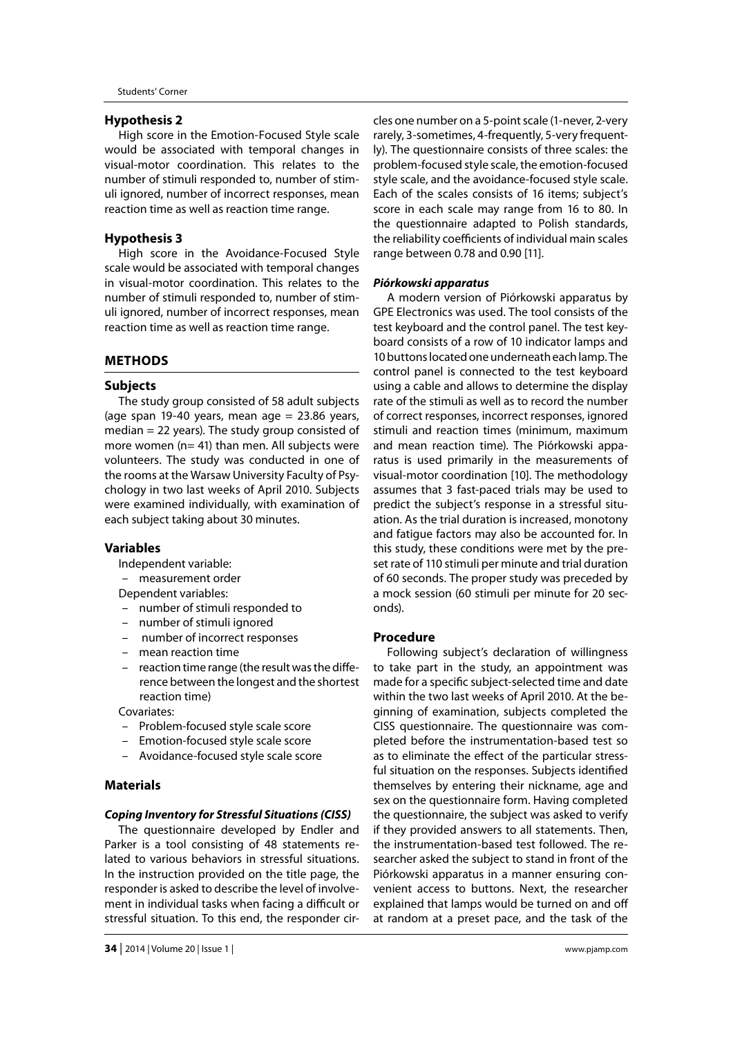### Hypothesis 2

High score in the Emotion-Focused Style scale would be associated with temporal changes in visual-motor coordination. This relates to the number of stimuli responded to, number of stimuli ignored, number of incorrect responses, mean reaction time as well as reaction time range.

### Hypothesis 3

High score in the Avoidance-Focused Style scale would be associated with temporal changes in visual-motor coordination. This relates to the number of stimuli responded to, number of stimuli ignored, number of incorrect responses, mean reaction time as well as reaction time range.

## METHODS

### Subjects

The study group consisted of 58 adult subjects (age span 19-40 years, mean age = 23.86 years, median = 22 years). The study group consisted of more women (n= 41) than men. All subjects were volunteers. The study was conducted in one of the rooms at the Warsaw University Faculty of Psychology in two last weeks of April 2010. Subjects were examined individually, with examination of each subject taking about 30 minutes.

### Variables

Independent variable:

- measurement order

Dependent variables:

- number of stimuli responded to
- number of stimuli ignored
- number of incorrect responses
- mean reaction time
- reaction time range (the result was the difference between the longest and the shortest reaction time)

Covariates:

- Problem-focused style scale score
- Emotion-focused style scale score
- Avoidance-focused style scale score

### Materials

#### *Coping Inventory for Stressful Situations (CISS)*

The questionnaire developed by Endler and Parker is a tool consisting of 48 statements related to various behaviors in stressful situations. In the instruction provided on the title page, the responder is asked to describe the level of involvement in individual tasks when facing a difficult or stressful situation. To this end, the responder circles one number on a 5-point scale (1-never, 2-very rarely, 3-sometimes, 4-frequently, 5-very frequently). The questionnaire consists of three scales: the problem-focused style scale, the emotion-focused style scale, and the avoidance-focused style scale. Each of the scales consists of 16 items; subject's score in each scale may range from 16 to 80. In the questionnaire adapted to Polish standards, the reliability coefficients of individual main scales range between 0.78 and 0.90 [11].

#### *Piórkowski apparatus*

A modern version of Piórkowski apparatus by GPE Electronics was used. The tool consists of the test keyboard and the control panel. The test keyboard consists of a row of 10 indicator lamps and 10 buttons located one underneath each lamp. The control panel is connected to the test keyboard using a cable and allows to determine the display rate of the stimuli as well as to record the number of correct responses, incorrect responses, ignored stimuli and reaction times (minimum, maximum and mean reaction time). The Piórkowski apparatus is used primarily in the measurements of visual-motor coordination [10]. The methodology assumes that 3 fast-paced trials may be used to predict the subject's response in a stressful situation. As the trial duration is increased, monotony and fatigue factors may also be accounted for. In this study, these conditions were met by the preset rate of 110 stimuli per minute and trial duration of 60 seconds. The proper study was preceded by a mock session (60 stimuli per minute for 20 seconds).

### Procedure

Following subject's declaration of willingness to take part in the study, an appointment was made for a specific subject-selected time and date within the two last weeks of April 2010. At the beginning of examination, subjects completed the CISS questionnaire. The questionnaire was completed before the instrumentation-based test so as to eliminate the effect of the particular stressful situation on the responses. Subjects identified themselves by entering their nickname, age and sex on the questionnaire form. Having completed the questionnaire, the subject was asked to verify if they provided answers to all statements. Then, the instrumentation-based test followed. The researcher asked the subject to stand in front of the Piórkowski apparatus in a manner ensuring convenient access to buttons. Next, the researcher explained that lamps would be turned on and off at random at a preset pace, and the task of the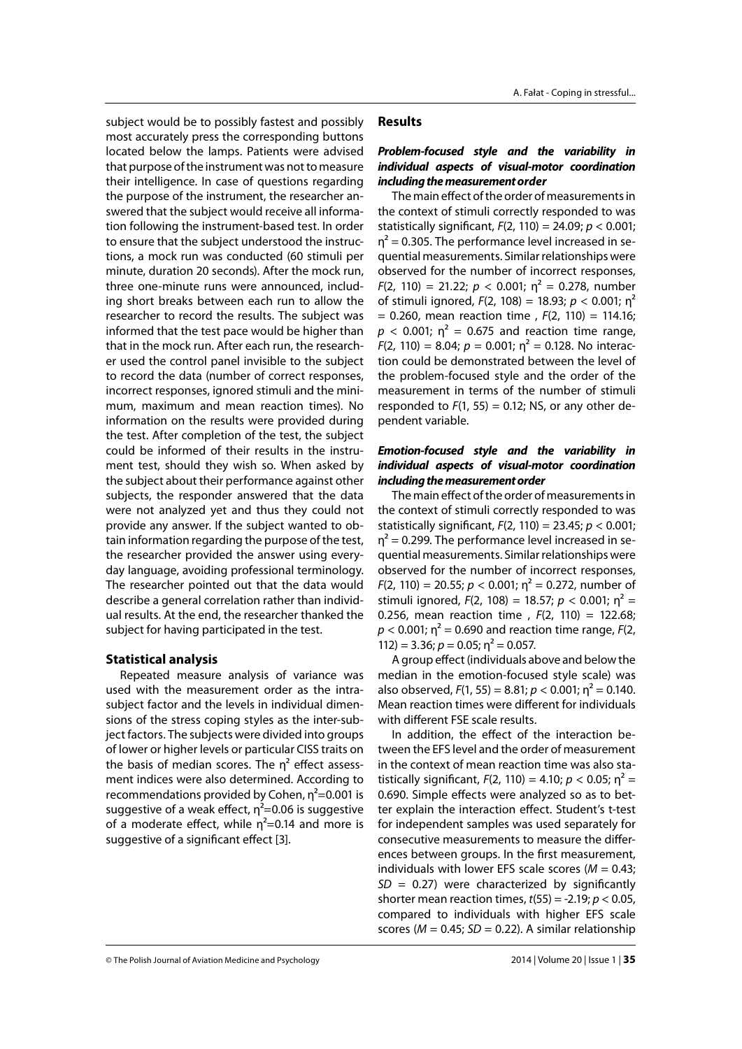subject would be to possibly fastest and possibly most accurately press the corresponding buttons located below the lamps. Patients were advised that purpose of the instrument was not to measure their intelligence. In case of questions regarding the purpose of the instrument, the researcher answered that the subject would receive all information following the instrument-based test. In order to ensure that the subject understood the instructions, a mock run was conducted (60 stimuli per minute, duration 20 seconds). After the mock run, three one-minute runs were announced, including short breaks between each run to allow the researcher to record the results. The subject was informed that the test pace would be higher than that in the mock run. After each run, the researcher used the control panel invisible to the subject to record the data (number of correct responses, incorrect responses, ignored stimuli and the minimum, maximum and mean reaction times). No information on the results were provided during the test. After completion of the test, the subject could be informed of their results in the instrument test, should they wish so. When asked by the subject about their performance against other subjects, the responder answered that the data were not analyzed yet and thus they could not provide any answer. If the subject wanted to obtain information regarding the purpose of the test, the researcher provided the answer using everyday language, avoiding professional terminology. The researcher pointed out that the data would describe a general correlation rather than individual results. At the end, the researcher thanked the subject for having participated in the test.

## Statistical analysis

Repeated measure analysis of variance was used with the measurement order as the intra-subject factor and the levels in individual dimensions of the stress coping styles as the inter-subject factors. The subjects were divided into groups of lower or higher levels or particular CISS traits on the basis of median scores. The $\eta^2$ effect assessment indices were also determined. According to recommendations provided by Cohen, $\eta^2$=0.001 is suggestive of a weak effect, $\eta^2$=0.06 is suggestive of a moderate effect, while $\eta^2$=0.14 and more is suggestive of a significant effect [3].

## Results

### *Problem-focused style and the variability in individual aspects of visual-motor coordination including the measurement order*

The main effect of the order of measurements in the context of stimuli correctly responded to was statistically significant, $F(2, 110) = 24.09$; $p < 0.001$; $\eta^2 = 0.305$. The performance level increased in sequential measurements. Similar relationships were observed for the number of incorrect responses, $F(2, 110) = 21.22$; $p < 0.001$; $\eta^2 = 0.278$, number of stimuli ignored, $F(2, 108) = 18.93$; $p < 0.001$; $\eta^2 = 0.260$, mean reaction time , $F(2, 110) = 114.16$; $p < 0.001$; $\eta^2 = 0.675$ and reaction time range, $F(2, 110) = 8.04$; $p = 0.001$; $\eta^2 = 0.128$. No interaction could be demonstrated between the level of the problem-focused style and the order of the measurement in terms of the number of stimuli responded to $F(1, 55) = 0.12$; NS, or any other dependent variable.

### *Emotion-focused style and the variability in individual aspects of visual-motor coordination including the measurement order*

The main effect of the order of measurements in the context of stimuli correctly responded to was statistically significant, $F(2, 110) = 23.45$; $p < 0.001$; $\eta^2 = 0.299$. The performance level increased in sequential measurements. Similar relationships were observed for the number of incorrect responses, $F(2, 110) = 20.55$; $p < 0.001$; $\eta^2 = 0.272$, number of stimuli ignored, $F(2, 108) = 18.57$; $p < 0.001$; $\eta^2 = 0.256$, mean reaction time , $F(2, 110) = 122.68$; $p < 0.001$; $\eta^2 = 0.690$ and reaction time range, $F(2, 112) = 3.36$; $p = 0.05$; $\eta^2 = 0.057$.

A group effect (individuals above and below the median in the emotion-focused style scale) was also observed, $F(1, 55) = 8.81$; $p < 0.001$; $\eta^2 = 0.140$. Mean reaction times were different for individuals with different FSE scale results.

In addition, the effect of the interaction between the EFS level and the order of measurement in the context of mean reaction time was also statistically significant, $F(2, 110) = 4.10$; $p < 0.05$; $\eta^2 = 0.690$. Simple effects were analyzed so as to better explain the interaction effect. Student's t-test for independent samples was used separately for consecutive measurements to measure the differences between groups. In the first measurement, individuals with lower EFS scale scores ($M = 0.43$; $SD = 0.27$) were characterized by significantly shorter mean reaction times, $t(55) = -2.19$; $p < 0.05$, compared to individuals with higher EFS scale scores ($M = 0.45$; $SD = 0.22$). A similar relationship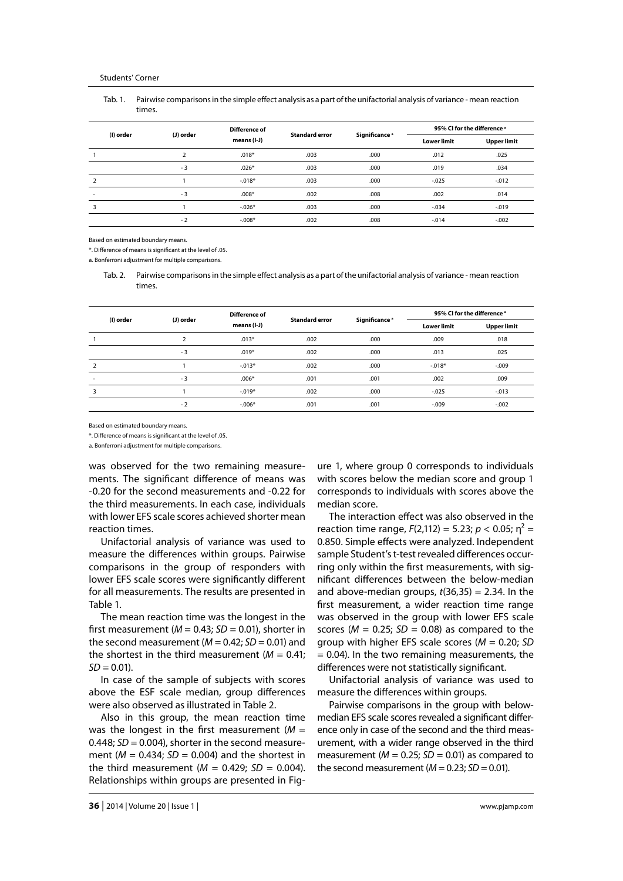Tab. 1. Pairwise comparisons in the simple effect analysis as a part of the unifactorial analysis of variance - mean reaction times.

| (I) order | (J) order | Difference of means (I-J) | Standard error | Significance ᵃ | 95% CI for the difference ᵃ | |
|---|---|---|---|---|---|---|
| | | | | | Lower limit | Upper limit |
| 1 | 2 | .018* | .003 | .000 | .012 | .025 |
| | - 3 | .026* | .003 | .000 | .019 | .034 |
| 2 | 1 | -.018* | .003 | .000 | -.025 | -.012 |
| - | - 3 | .008* | .002 | .008 | .002 | .014 |
| 3 | 1 | -.026* | .003 | .000 | -.034 | -.019 |
| | - 2 | -.008* | .002 | .008 | -.014 | -.002 |

Based on estimated boundary means.

*. Difference of means is significant at the level of .05.

a. Bonferroni adjustment for multiple comparisons.

Tab. 2. Pairwise comparisons in the simple effect analysis as a part of the unifactorial analysis of variance - mean reaction times.

| (I) order | (J) order | Difference of means (I-J) | Standard error | Significance ᵃ | 95% CI for the difference ᵃ | |
|---|---|---|---|---|---|---|
| | | | | | Lower limit | Upper limit |
| 1 | 2 | .013* | .002 | .000 | .009 | .018 |
| | - 3 | .019* | .002 | .000 | .013 | .025 |
| 2 | 1 | -.013* | .002 | .000 | -.018* | -.009 |
| - | - 3 | .006* | .001 | .001 | .002 | .009 |
| 3 | 1 | -.019* | .002 | .000 | -.025 | -.013 |
| | - 2 | -.006* | .001 | .001 | -.009 | -.002 |

Based on estimated boundary means.

*. Difference of means is significant at the level of .05.

a. Bonferroni adjustment for multiple comparisons.

was observed for the two remaining measurements. The significant difference of means was -0.20 for the second measurements and -0.22 for the third measurements. In each case, individuals with lower EFS scale scores achieved shorter mean reaction times.

Unifactorial analysis of variance was used to measure the differences within groups. Pairwise comparisons in the group of responders with lower EFS scale scores were significantly different for all measurements. The results are presented in Table 1.

The mean reaction time was the longest in the first measurement ($M = 0.43$; $SD = 0.01$), shorter in the second measurement ($M = 0.42$; $SD = 0.01$) and the shortest in the third measurement ($M = 0.41$; $SD = 0.01$).

In case of the sample of subjects with scores above the ESF scale median, group differences were also observed as illustrated in Table 2.

Also in this group, the mean reaction time was the longest in the first measurement ($M = 0.448$; $SD = 0.004$), shorter in the second measurement ($M = 0.434$; $SD = 0.004$) and the shortest in the third measurement ($M = 0.429$; $SD = 0.004$). Relationships within groups are presented in Figure 1, where group 0 corresponds to individuals with scores below the median score and group 1 corresponds to individuals with scores above the median score.

The interaction effect was also observed in the reaction time range, $F(2,112) = 5.23$; $p < 0.05$; $\eta^2 = 0.850$. Simple effects were analyzed. Independent sample Student's t-test revealed differences occurring only within the first measurements, with significant differences between the below-median and above-median groups, $t(36,35) = 2.34$. In the first measurement, a wider reaction time range was observed in the group with lower EFS scale scores ($M = 0.25$; $SD = 0.08$) as compared to the group with higher EFS scale scores ($M = 0.20$; $SD = 0.04$). In the two remaining measurements, the differences were not statistically significant.

Unifactorial analysis of variance was used to measure the differences within groups.

Pairwise comparisons in the group with below-median EFS scale scores revealed a significant difference only in case of the second and the third measurement, with a wider range observed in the third measurement ($M = 0.25$; $SD = 0.01$) as compared to the second measurement ($M = 0.23$; $SD = 0.01$).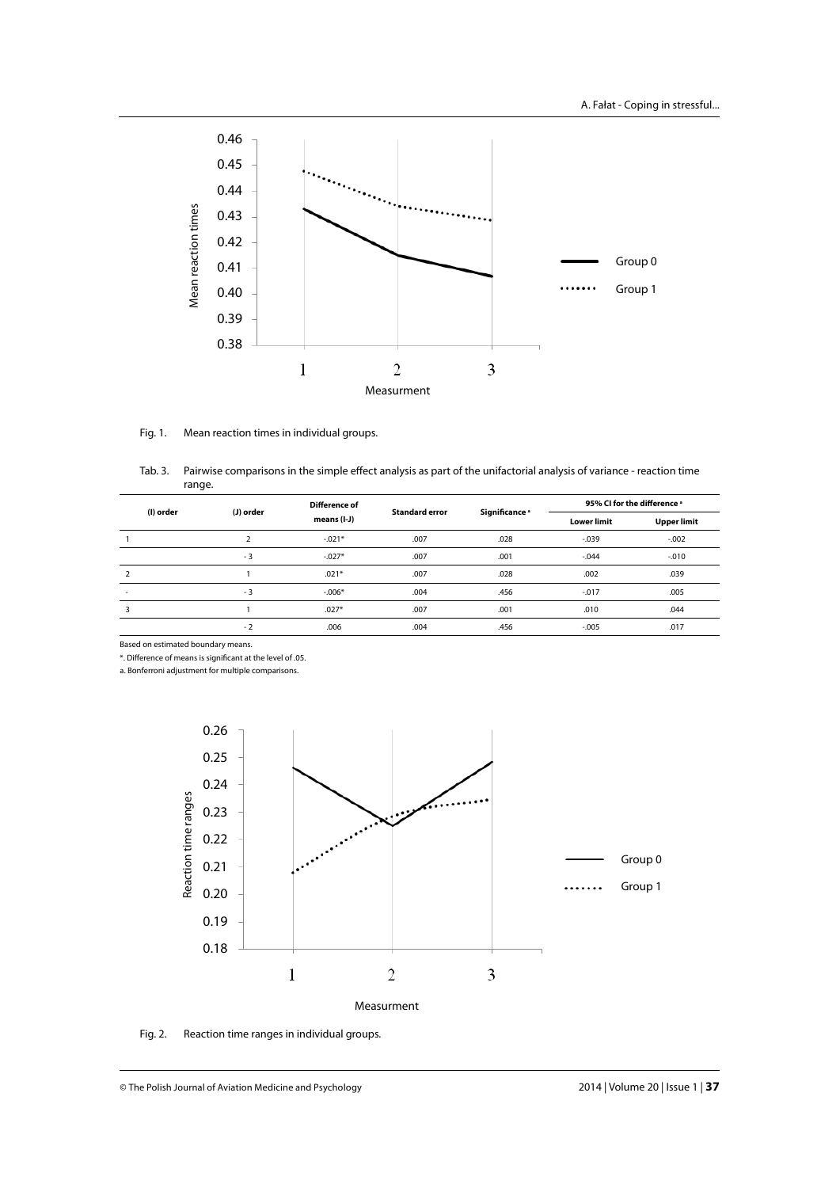Fig. 1. Mean reaction times in individual groups.

Tab. 3. Pairwise comparisons in the simple effect analysis as part of the unifactorial analysis of variance - reaction time range.

| (I) order | (J) order | Difference of means (I-J) | Standard error | Significance [a] | 95% CI for the difference [a] | |
|---|---|---|---|---|---|---|
| | | | | | Lower limit | Upper limit |
| 1 | 2 | -.021* | .007 | .028 | -.039 | -.002 |
| | - 3 | -.027* | .007 | .001 | -.044 | -.010 |
| 2 | 1 | .021* | .007 | .028 | .002 | .039 |
| - | - 3 | -.006* | .004 | .456 | -.017 | .005 |
| 3 | 1 | .027* | .007 | .001 | .010 | .044 |
| | - 2 | .006 | .004 | .456 | -.005 | .017 |

Based on estimated boundary means.

*. Difference of means is significant at the level of .05.

a. Bonferroni adjustment for multiple comparisons.

Fig. 2. Reaction time ranges in individual groups.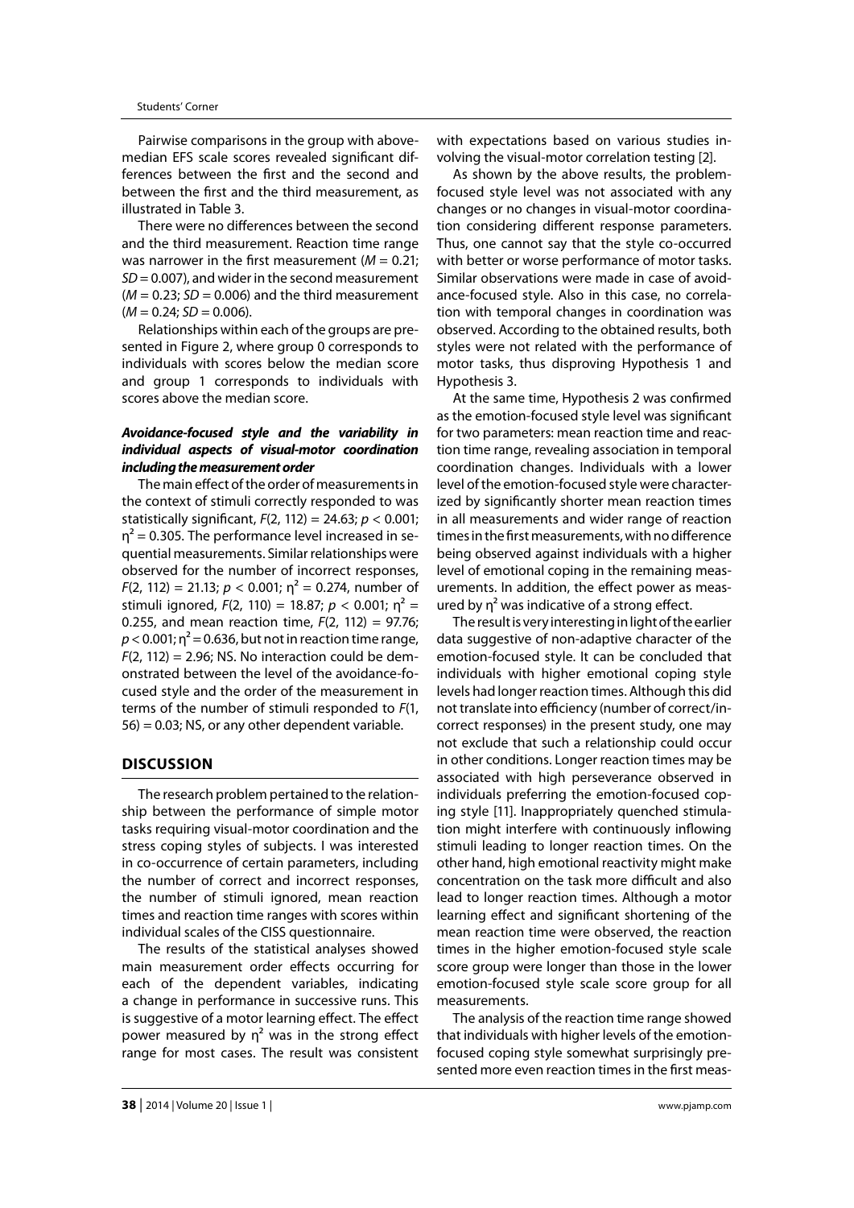Pairwise comparisons in the group with above-median EFS scale scores revealed significant differences between the first and the second and between the first and the third measurement, as illustrated in Table 3.

There were no differences between the second and the third measurement. Reaction time range was narrower in the first measurement ($M = 0.21$; $SD = 0.007$), and wider in the second measurement ($M = 0.23$; $SD = 0.006$) and the third measurement ($M = 0.24$; $SD = 0.006$).

Relationships within each of the groups are presented in Figure 2, where group 0 corresponds to individuals with scores below the median score and group 1 corresponds to individuals with scores above the median score.

### *Avoidance-focused style and the variability in individual aspects of visual-motor coordination including the measurement order*

The main effect of the order of measurements in the context of stimuli correctly responded to was statistically significant, $F(2, 112) = 24.63$; $p < 0.001$; $\eta^2 = 0.305$. The performance level increased in sequential measurements. Similar relationships were observed for the number of incorrect responses, $F(2, 112) = 21.13$; $p < 0.001$; $\eta^2 = 0.274$, number of stimuli ignored, $F(2, 110) = 18.87$; $p < 0.001$; $\eta^2 = 0.255$, and mean reaction time, $F(2, 112) = 97.76$; $p < 0.001$; $\eta^2 = 0.636$, but not in reaction time range, $F(2, 112) = 2.96$; NS. No interaction could be demonstrated between the level of the avoidance-focused style and the order of the measurement in terms of the number of stimuli responded to $F(1, 56) = 0.03$; NS, or any other dependent variable.

## DISCUSSION

The research problem pertained to the relationship between the performance of simple motor tasks requiring visual-motor coordination and the stress coping styles of subjects. I was interested in co-occurrence of certain parameters, including the number of correct and incorrect responses, the number of stimuli ignored, mean reaction times and reaction time ranges with scores within individual scales of the CISS questionnaire.

The results of the statistical analyses showed main measurement order effects occurring for each of the dependent variables, indicating a change in performance in successive runs. This is suggestive of a motor learning effect. The effect power measured by $\eta^2$ was in the strong effect range for most cases. The result was consistent with expectations based on various studies involving the visual-motor correlation testing [2].

As shown by the above results, the problem-focused style level was not associated with any changes or no changes in visual-motor coordination considering different response parameters. Thus, one cannot say that the style co-occurred with better or worse performance of motor tasks. Similar observations were made in case of avoidance-focused style. Also in this case, no correlation with temporal changes in coordination was observed. According to the obtained results, both styles were not related with the performance of motor tasks, thus disproving Hypothesis 1 and Hypothesis 3.

At the same time, Hypothesis 2 was confirmed as the emotion-focused style level was significant for two parameters: mean reaction time and reaction time range, revealing association in temporal coordination changes. Individuals with a lower level of the emotion-focused style were characterized by significantly shorter mean reaction times in all measurements and wider range of reaction times in the first measurements, with no difference being observed against individuals with a higher level of emotional coping in the remaining measurements. In addition, the effect power as measured by $\eta^2$ was indicative of a strong effect.

The result is very interesting in light of the earlier data suggestive of non-adaptive character of the emotion-focused style. It can be concluded that individuals with higher emotional coping style levels had longer reaction times. Although this did not translate into efficiency (number of correct/incorrect responses) in the present study, one may not exclude that such a relationship could occur in other conditions. Longer reaction times may be associated with high perseverance observed in individuals preferring the emotion-focused coping style [11]. Inappropriately quenched stimulation might interfere with continuously inflowing stimuli leading to longer reaction times. On the other hand, high emotional reactivity might make concentration on the task more difficult and also lead to longer reaction times. Although a motor learning effect and significant shortening of the mean reaction time were observed, the reaction times in the higher emotion-focused style scale score group were longer than those in the lower emotion-focused style scale score group for all measurements.

The analysis of the reaction time range showed that individuals with higher levels of the emotion-focused coping style somewhat surprisingly presented more even reaction times in the first meas-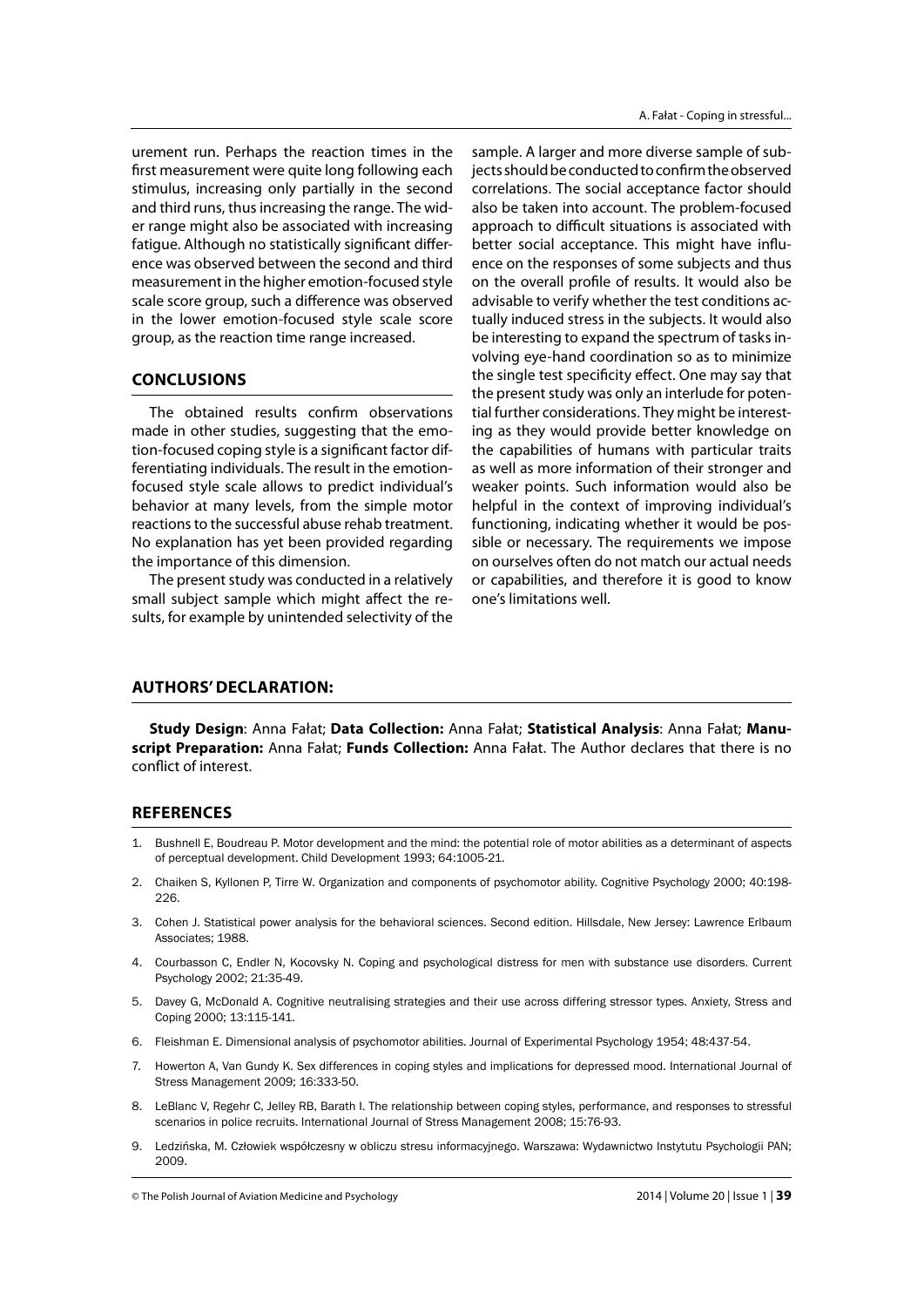urement run. Perhaps the reaction times in the first measurement were quite long following each stimulus, increasing only partially in the second and third runs, thus increasing the range. The wider range might also be associated with increasing fatigue. Although no statistically significant difference was observed between the second and third measurement in the higher emotion-focused style scale score group, such a difference was observed in the lower emotion-focused style scale score group, as the reaction time range increased.

## CONCLUSIONS

The obtained results confirm observations made in other studies, suggesting that the emotion-focused coping style is a significant factor differentiating individuals. The result in the emotion-focused style scale allows to predict individual's behavior at many levels, from the simple motor reactions to the successful abuse rehab treatment. No explanation has yet been provided regarding the importance of this dimension.

The present study was conducted in a relatively small subject sample which might affect the results, for example by unintended selectivity of the sample. A larger and more diverse sample of subjects should be conducted to confirm the observed correlations. The social acceptance factor should also be taken into account. The problem-focused approach to difficult situations is associated with better social acceptance. This might have influence on the responses of some subjects and thus on the overall profile of results. It would also be advisable to verify whether the test conditions actually induced stress in the subjects. It would also be interesting to expand the spectrum of tasks involving eye-hand coordination so as to minimize the single test specificity effect. One may say that the present study was only an interlude for potential further considerations. They might be interesting as they would provide better knowledge on the capabilities of humans with particular traits as well as more information of their stronger and weaker points. Such information would also be helpful in the context of improving individual's functioning, indicating whether it would be possible or necessary. The requirements we impose on ourselves often do not match our actual needs or capabilities, and therefore it is good to know one's limitations well.

## AUTHORS' DECLARATION:

**Study Design**: Anna Fałat; **Data Collection:** Anna Fałat; **Statistical Analysis**: Anna Fałat; **Manuscript Preparation:** Anna Fałat; **Funds Collection:** Anna Fałat. The Author declares that there is no conflict of interest.

## REFERENCES

1. Bushnell E, Boudreau P. Motor development and the mind: the potential role of motor abilities as a determinant of aspects of perceptual development. Child Development 1993; 64:1005-21.
2. Chaiken S, Kyllonen P, Tirre W. Organization and components of psychomotor ability. Cognitive Psychology 2000; 40:198-226.
3. Cohen J. Statistical power analysis for the behavioral sciences. Second edition. Hillsdale, New Jersey: Lawrence Erlbaum Associates; 1988.
4. Courbasson C, Endler N, Kocovsky N. Coping and psychological distress for men with substance use disorders. Current Psychology 2002; 21:35-49.
5. Davey G, McDonald A. Cognitive neutralising strategies and their use across differing stressor types. Anxiety, Stress and Coping 2000; 13:115-141.
6. Fleishman E. Dimensional analysis of psychomotor abilities. Journal of Experimental Psychology 1954; 48:437-54.
7. Howerton A, Van Gundy K. Sex differences in coping styles and implications for depressed mood. International Journal of Stress Management 2009; 16:333-50.
8. LeBlanc V, Regehr C, Jelley RB, Barath I. The relationship between coping styles, performance, and responses to stressful scenarios in police recruits. International Journal of Stress Management 2008; 15:76-93.
9. Ledzińska, M. Człowiek współczesny w obliczu stresu informacyjnego. Warszawa: Wydawnictwo Instytutu Psychologii PAN; 2009.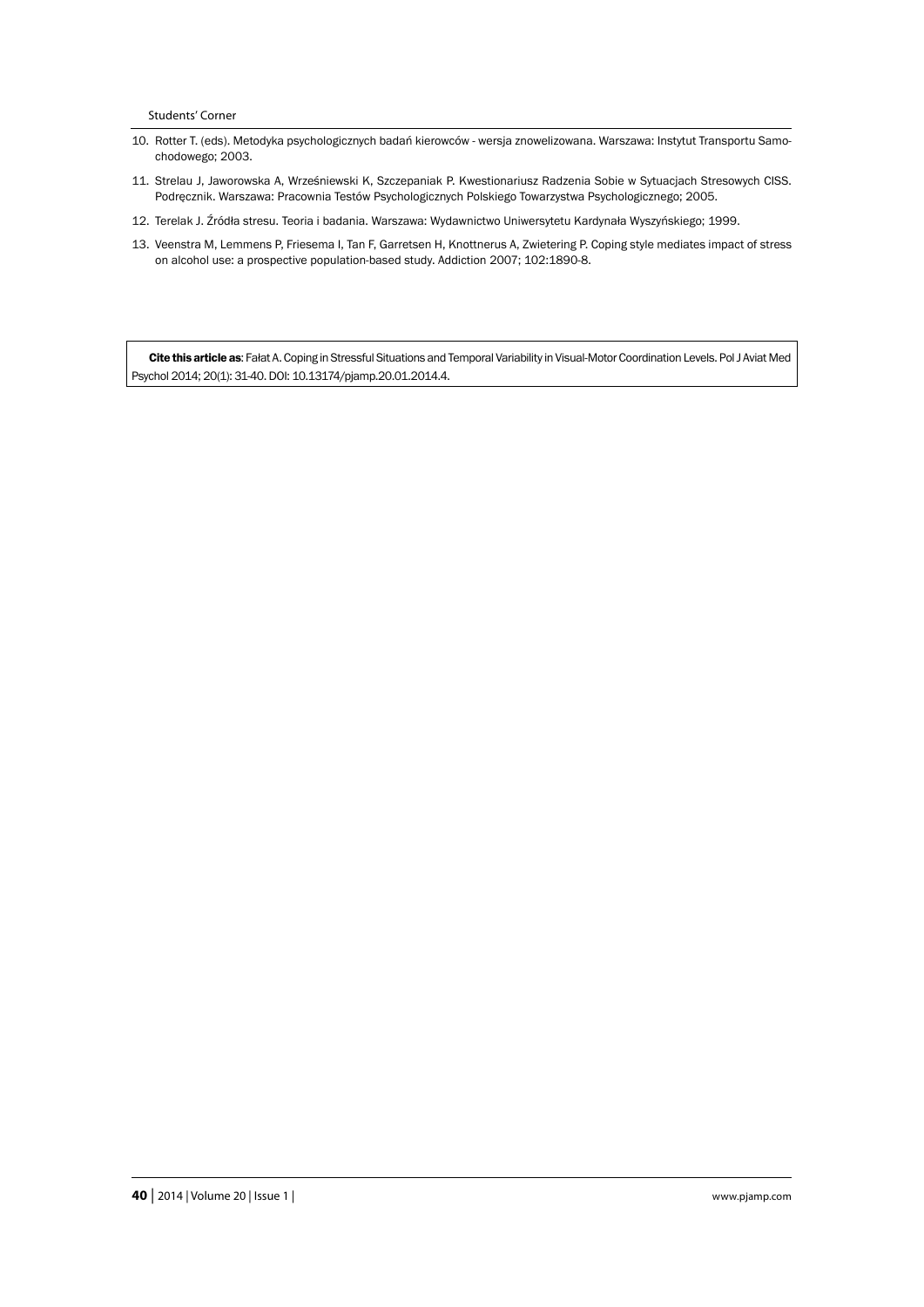10. Rotter T. (eds). Metodyka psychologicznych badań kierowców - wersja znowelizowana. Warszawa: Instytut Transportu Samochodowego; 2003.
11. Strelau J, Jaworowska A, Wrześniewski K, Szczepaniak P. Kwestionariusz Radzenia Sobie w Sytuacjach Stresowych CISS. Podręcznik. Warszawa: Pracownia Testów Psychologicznych Polskiego Towarzystwa Psychologicznego; 2005.
12. Terelak J. Źródła stresu. Teoria i badania. Warszawa: Wydawnictwo Uniwersytetu Kardynała Wyszyńskiego; 1999.
13. Veenstra M, Lemmens P, Friesema I, Tan F, Garretsen H, Knottnerus A, Zwietering P. Coping style mediates impact of stress on alcohol use: a prospective population-based study. Addiction 2007; 102:1890-8.

**Cite this article as**: Fałat A. Coping in Stressful Situations and Temporal Variability in Visual-Motor Coordination Levels. Pol J Aviat Med Psychol 2014; 20(1): 31-40. DOI: 10.13174/pjamp.20.01.2014.4.